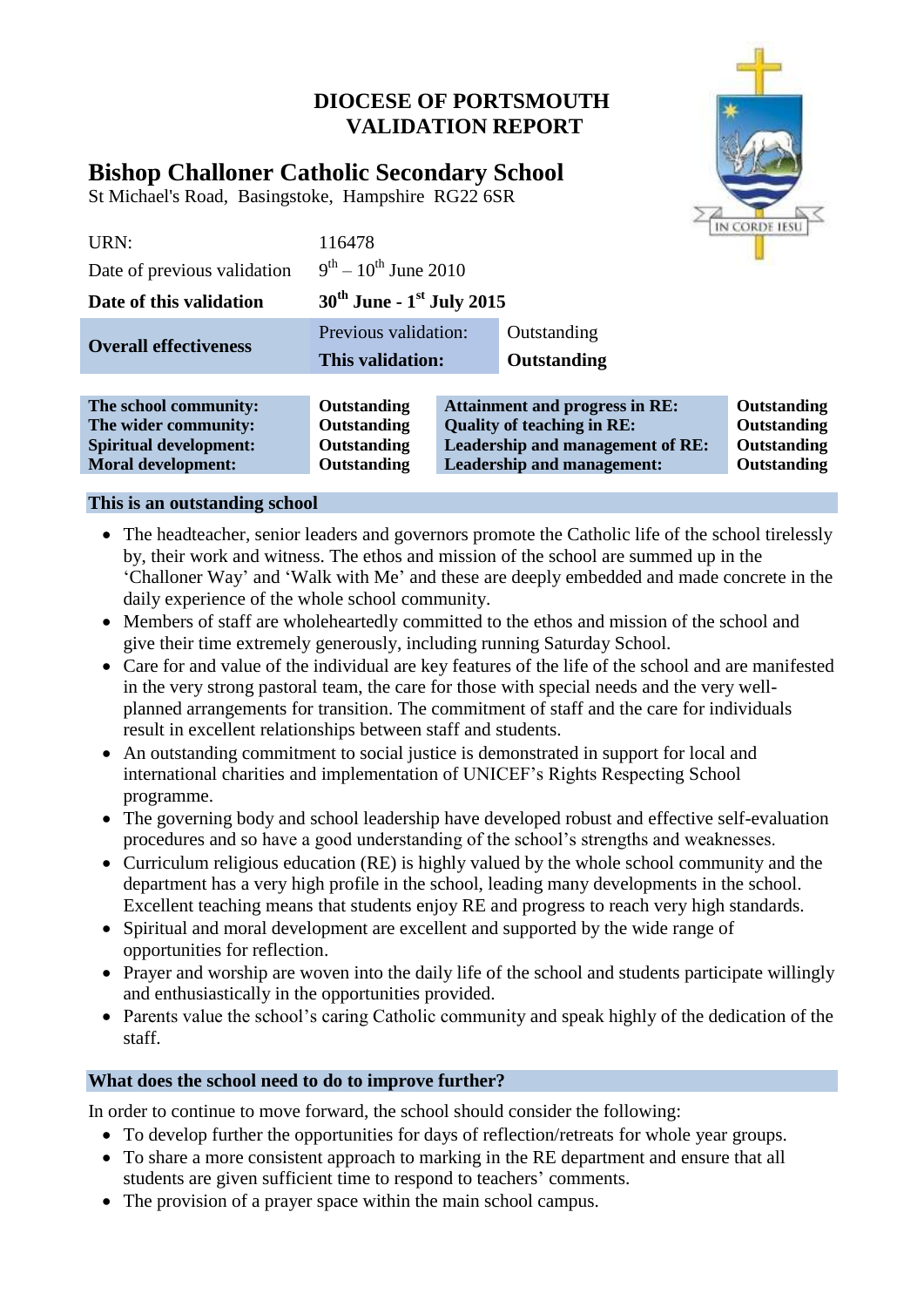# DIOCESE OF PORTSMOUTH
# VALIDATION REPORT

## Bishop Challoner Catholic Secondary School

St Michael's Road, Basingstoke, Hampshire RG22 6SR

| | |
|---|---|
| URN: | 116478 |
| Date of previous validation | 9th – 10th June 2010 |
| **Date of this validation** | **30th June - 1st July 2015** |

| | | |
|---|---|---|
| **Overall effectiveness** | Previous validation: | Outstanding |
| | **This validation:** | **Outstanding** |

| | | | |
|---|---|---|---|
| **The school community:** | **Outstanding** | **Attainment and progress in RE:** | **Outstanding** |
| **The wider community:** | **Outstanding** | **Quality of teaching in RE:** | **Outstanding** |
| **Spiritual development:** | **Outstanding** | **Leadership and management of RE:** | **Outstanding** |
| **Moral development:** | **Outstanding** | **Leadership and management:** | **Outstanding** |

### This is an outstanding school

- The headteacher, senior leaders and governors promote the Catholic life of the school tirelessly by, their work and witness. The ethos and mission of the school are summed up in the 'Challoner Way' and 'Walk with Me' and these are deeply embedded and made concrete in the daily experience of the whole school community.
- Members of staff are wholeheartedly committed to the ethos and mission of the school and give their time extremely generously, including running Saturday School.
- Care for and value of the individual are key features of the life of the school and are manifested in the very strong pastoral team, the care for those with special needs and the very well-planned arrangements for transition. The commitment of staff and the care for individuals result in excellent relationships between staff and students.
- An outstanding commitment to social justice is demonstrated in support for local and international charities and implementation of UNICEF's Rights Respecting School programme.
- The governing body and school leadership have developed robust and effective self-evaluation procedures and so have a good understanding of the school's strengths and weaknesses.
- Curriculum religious education (RE) is highly valued by the whole school community and the department has a very high profile in the school, leading many developments in the school. Excellent teaching means that students enjoy RE and progress to reach very high standards.
- Spiritual and moral development are excellent and supported by the wide range of opportunities for reflection.
- Prayer and worship are woven into the daily life of the school and students participate willingly and enthusiastically in the opportunities provided.
- Parents value the school's caring Catholic community and speak highly of the dedication of the staff.

### What does the school need to do to improve further?

In order to continue to move forward, the school should consider the following:

- To develop further the opportunities for days of reflection/retreats for whole year groups.
- To share a more consistent approach to marking in the RE department and ensure that all students are given sufficient time to respond to teachers' comments.
- The provision of a prayer space within the main school campus.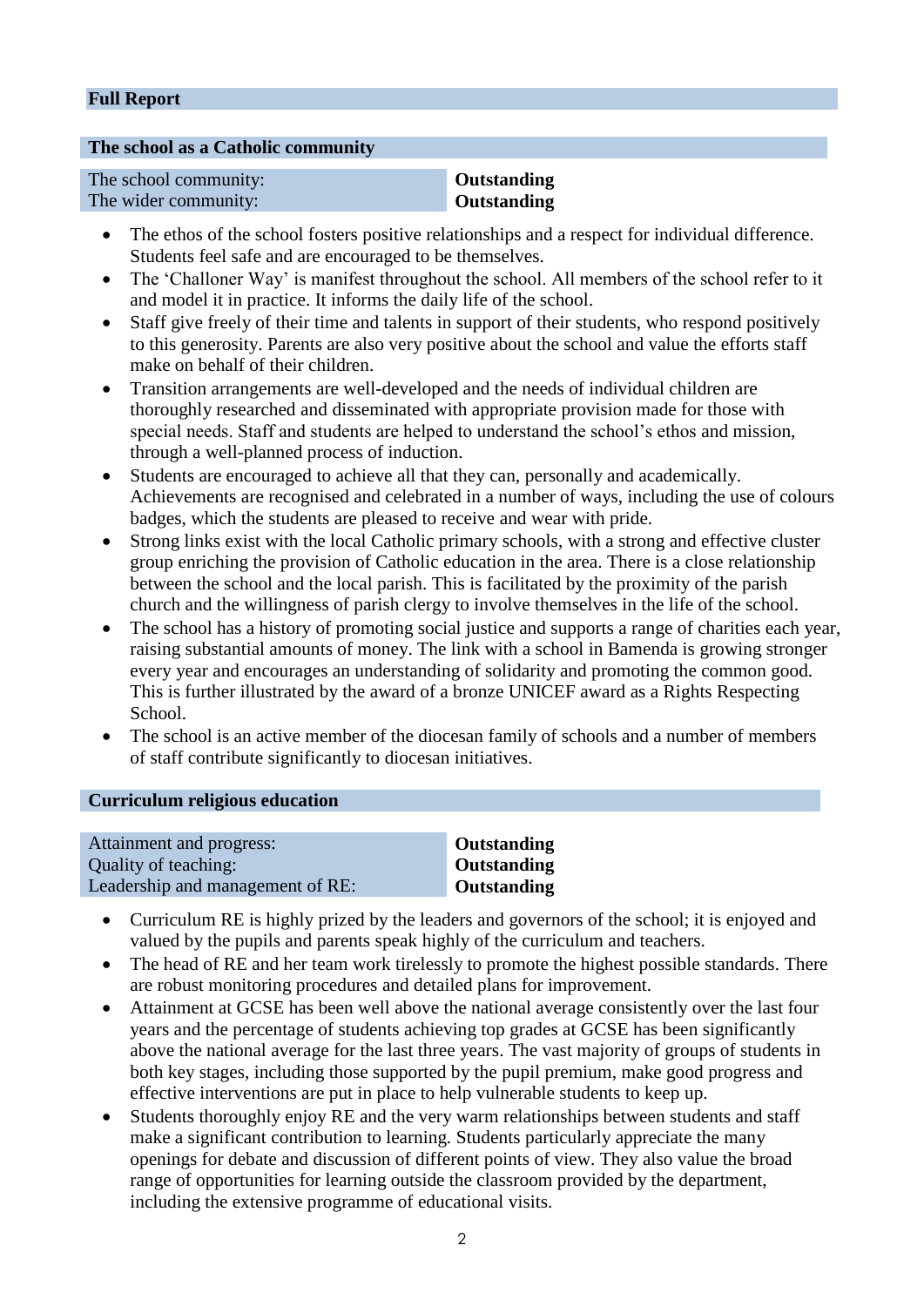## Full Report

### The school as a Catholic community

| | |
|---|---|
| The school community: | **Outstanding** |
| The wider community: | **Outstanding** |

- The ethos of the school fosters positive relationships and a respect for individual difference. Students feel safe and are encouraged to be themselves.
- The 'Challoner Way' is manifest throughout the school. All members of the school refer to it and model it in practice. It informs the daily life of the school.
- Staff give freely of their time and talents in support of their students, who respond positively to this generosity. Parents are also very positive about the school and value the efforts staff make on behalf of their children.
- Transition arrangements are well-developed and the needs of individual children are thoroughly researched and disseminated with appropriate provision made for those with special needs. Staff and students are helped to understand the school's ethos and mission, through a well-planned process of induction.
- Students are encouraged to achieve all that they can, personally and academically. Achievements are recognised and celebrated in a number of ways, including the use of colours badges, which the students are pleased to receive and wear with pride.
- Strong links exist with the local Catholic primary schools, with a strong and effective cluster group enriching the provision of Catholic education in the area. There is a close relationship between the school and the local parish. This is facilitated by the proximity of the parish church and the willingness of parish clergy to involve themselves in the life of the school.
- The school has a history of promoting social justice and supports a range of charities each year, raising substantial amounts of money. The link with a school in Bamenda is growing stronger every year and encourages an understanding of solidarity and promoting the common good. This is further illustrated by the award of a bronze UNICEF award as a Rights Respecting School.
- The school is an active member of the diocesan family of schools and a number of members of staff contribute significantly to diocesan initiatives.

### Curriculum religious education

| | |
|---|---|
| Attainment and progress: | **Outstanding** |
| Quality of teaching: | **Outstanding** |
| Leadership and management of RE: | **Outstanding** |

- Curriculum RE is highly prized by the leaders and governors of the school; it is enjoyed and valued by the pupils and parents speak highly of the curriculum and teachers.
- The head of RE and her team work tirelessly to promote the highest possible standards. There are robust monitoring procedures and detailed plans for improvement.
- Attainment at GCSE has been well above the national average consistently over the last four years and the percentage of students achieving top grades at GCSE has been significantly above the national average for the last three years. The vast majority of groups of students in both key stages, including those supported by the pupil premium, make good progress and effective interventions are put in place to help vulnerable students to keep up.
- Students thoroughly enjoy RE and the very warm relationships between students and staff make a significant contribution to learning. Students particularly appreciate the many openings for debate and discussion of different points of view. They also value the broad range of opportunities for learning outside the classroom provided by the department, including the extensive programme of educational visits.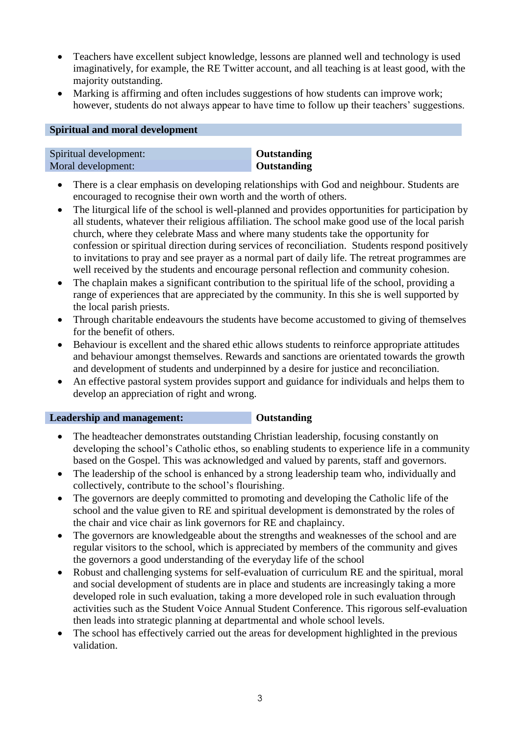- Teachers have excellent subject knowledge, lessons are planned well and technology is used imaginatively, for example, the RE Twitter account, and all teaching is at least good, with the majority outstanding.
- Marking is affirming and often includes suggestions of how students can improve work; however, students do not always appear to have time to follow up their teachers' suggestions.

## Spiritual and moral development

| Spiritual development: | **Outstanding** |
|---|---|
| Moral development: | **Outstanding** |

- There is a clear emphasis on developing relationships with God and neighbour. Students are encouraged to recognise their own worth and the worth of others.
- The liturgical life of the school is well-planned and provides opportunities for participation by all students, whatever their religious affiliation. The school make good use of the local parish church, where they celebrate Mass and where many students take the opportunity for confession or spiritual direction during services of reconciliation. Students respond positively to invitations to pray and see prayer as a normal part of daily life. The retreat programmes are well received by the students and encourage personal reflection and community cohesion.
- The chaplain makes a significant contribution to the spiritual life of the school, providing a range of experiences that are appreciated by the community. In this she is well supported by the local parish priests.
- Through charitable endeavours the students have become accustomed to giving of themselves for the benefit of others.
- Behaviour is excellent and the shared ethic allows students to reinforce appropriate attitudes and behaviour amongst themselves. Rewards and sanctions are orientated towards the growth and development of students and underpinned by a desire for justice and reconciliation.
- An effective pastoral system provides support and guidance for individuals and helps them to develop an appreciation of right and wrong.

## Leadership and management: **Outstanding**

- The headteacher demonstrates outstanding Christian leadership, focusing constantly on developing the school's Catholic ethos, so enabling students to experience life in a community based on the Gospel. This was acknowledged and valued by parents, staff and governors.
- The leadership of the school is enhanced by a strong leadership team who, individually and collectively, contribute to the school's flourishing.
- The governors are deeply committed to promoting and developing the Catholic life of the school and the value given to RE and spiritual development is demonstrated by the roles of the chair and vice chair as link governors for RE and chaplaincy.
- The governors are knowledgeable about the strengths and weaknesses of the school and are regular visitors to the school, which is appreciated by members of the community and gives the governors a good understanding of the everyday life of the school
- Robust and challenging systems for self-evaluation of curriculum RE and the spiritual, moral and social development of students are in place and students are increasingly taking a more developed role in such evaluation, taking a more developed role in such evaluation through activities such as the Student Voice Annual Student Conference. This rigorous self-evaluation then leads into strategic planning at departmental and whole school levels.
- The school has effectively carried out the areas for development highlighted in the previous validation.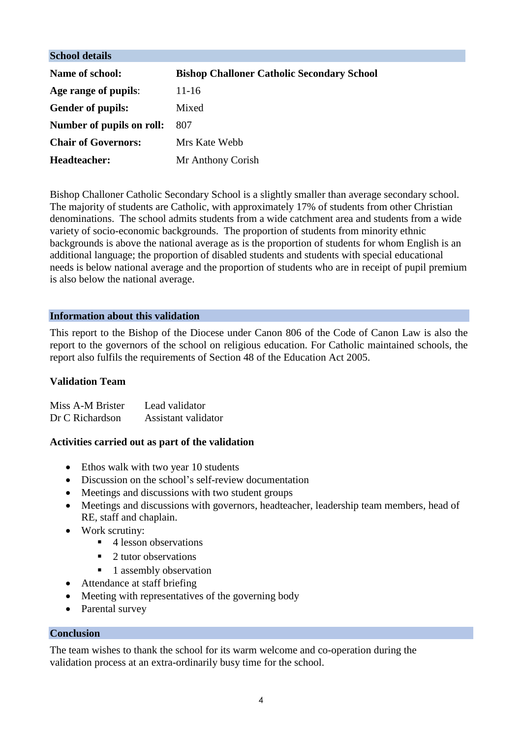## School details

| | |
|---|---|
| **Name of school:** | **Bishop Challoner Catholic Secondary School** |
| **Age range of pupils**: | 11-16 |
| **Gender of pupils:** | Mixed |
| **Number of pupils on roll:** | 807 |
| **Chair of Governors:** | Mrs Kate Webb |
| **Headteacher:** | Mr Anthony Corish |

Bishop Challoner Catholic Secondary School is a slightly smaller than average secondary school. The majority of students are Catholic, with approximately 17% of students from other Christian denominations. The school admits students from a wide catchment area and students from a wide variety of socio-economic backgrounds. The proportion of students from minority ethnic backgrounds is above the national average as is the proportion of students for whom English is an additional language; the proportion of disabled students and students with special educational needs is below national average and the proportion of students who are in receipt of pupil premium is also below the national average.

## Information about this validation

This report to the Bishop of the Diocese under Canon 806 of the Code of Canon Law is also the report to the governors of the school on religious education. For Catholic maintained schools, the report also fulfils the requirements of Section 48 of the Education Act 2005.

### Validation Team

| | |
|---|---|
| Miss A-M Brister | Lead validator |
| Dr C Richardson | Assistant validator |

### Activities carried out as part of the validation

- Ethos walk with two year 10 students
- Discussion on the school's self-review documentation
- Meetings and discussions with two student groups
- Meetings and discussions with governors, headteacher, leadership team members, head of RE, staff and chaplain.
- Work scrutiny:
  - 4 lesson observations
  - 2 tutor observations
  - 1 assembly observation
- Attendance at staff briefing
- Meeting with representatives of the governing body
- Parental survey

## Conclusion

The team wishes to thank the school for its warm welcome and co-operation during the validation process at an extra-ordinarily busy time for the school.